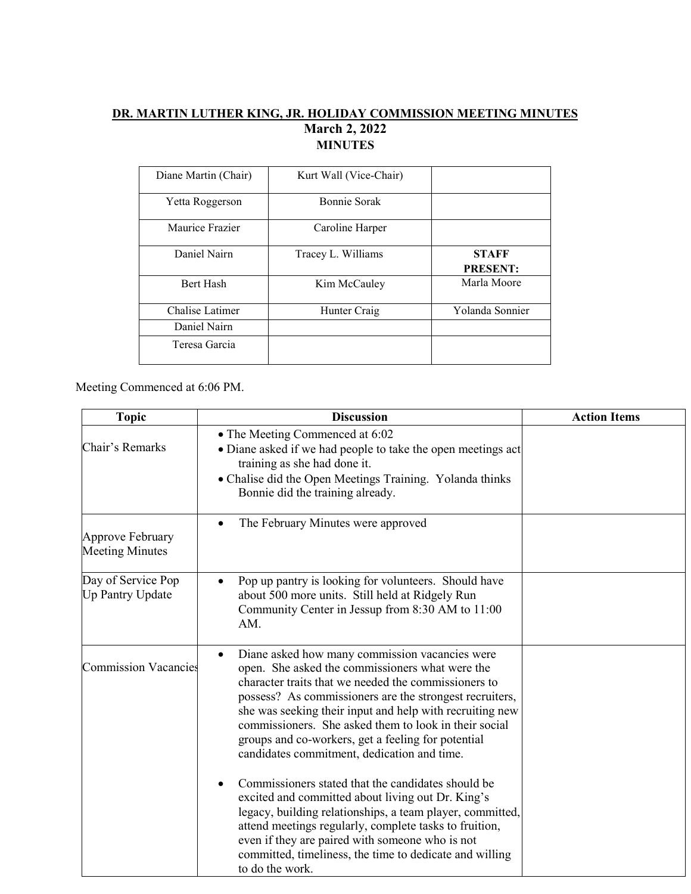**DR. MARTIN LUTHER KING, JR. HOLIDAY COMMISSION MEETING MINUTES**

**March 2, 2022**

**MINUTES**

| | | |
|---|---|---|
| Diane Martin (Chair) | Kurt Wall (Vice-Chair) | |
| Yetta Roggerson | Bonnie Sorak | |
| Maurice Frazier | Caroline Harper | |
| Daniel Nairn | Tracey L. Williams | **STAFF PRESENT:** |
| Bert Hash | Kim McCauley | Marla Moore |
| Chalise Latimer | Hunter Craig | Yolanda Sonnier |
| Daniel Nairn | | |
| Teresa Garcia | | |

Meeting Commenced at 6:06 PM.

| Topic | Discussion | Action Items |
|---|---|---|
| Chair's Remarks | • The Meeting Commenced at 6:02<br>• Diane asked if we had people to take the open meetings act training as she had done it.<br>• Chalise did the Open Meetings Training. Yolanda thinks Bonnie did the training already. | |
| Approve February Meeting Minutes | • The February Minutes were approved | |
| Day of Service Pop Up Pantry Update | • Pop up pantry is looking for volunteers. Should have about 500 more units. Still held at Ridgely Run Community Center in Jessup from 8:30 AM to 11:00 AM. | |
| Commission Vacancies | • Diane asked how many commission vacancies were open. She asked the commissioners what were the character traits that we needed the commissioners to possess? As commissioners are the strongest recruiters, she was seeking their input and help with recruiting new commissioners. She asked them to look in their social groups and co-workers, get a feeling for potential candidates commitment, dedication and time.<br><br>• Commissioners stated that the candidates should be excited and committed about living out Dr. King's legacy, building relationships, a team player, committed, attend meetings regularly, complete tasks to fruition, even if they are paired with someone who is not committed, timeliness, the time to dedicate and willing to do the work. | |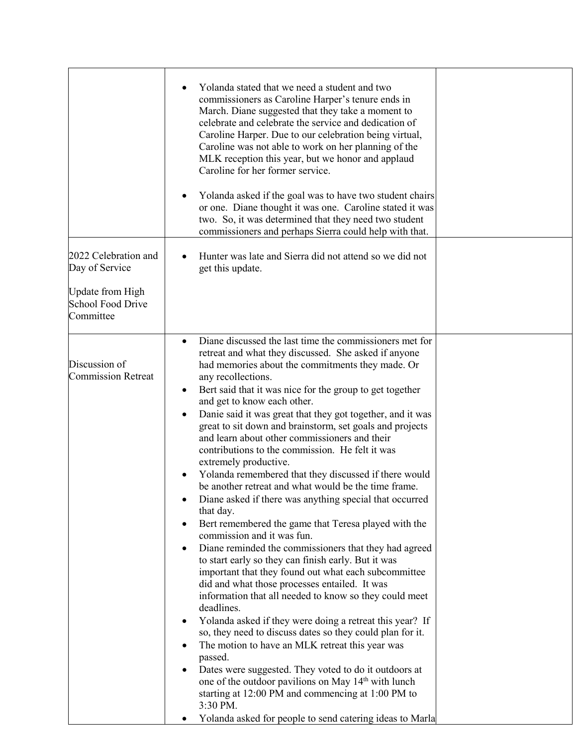| | | |
|---|---|---|
| | • Yolanda stated that we need a student and two commissioners as Caroline Harper's tenure ends in March. Diane suggested that they take a moment to celebrate and celebrate the service and dedication of Caroline Harper. Due to our celebration being virtual, Caroline was not able to work on her planning of the MLK reception this year, but we honor and applaud Caroline for her former service.<br><br>• Yolanda asked if the goal was to have two student chairs or one. Diane thought it was one. Caroline stated it was two. So, it was determined that they need two student commissioners and perhaps Sierra could help with that. | |
| 2022 Celebration and Day of Service<br><br>Update from High School Food Drive Committee | • Hunter was late and Sierra did not attend so we did not get this update. | |
| Discussion of Commission Retreat | • Diane discussed the last time the commissioners met for retreat and what they discussed. She asked if anyone had memories about the commitments they made. Or any recollections.<br>• Bert said that it was nice for the group to get together and get to know each other.<br>• Danie said it was great that they got together, and it was great to sit down and brainstorm, set goals and projects and learn about other commissioners and their contributions to the commission. He felt it was extremely productive.<br>• Yolanda remembered that they discussed if there would be another retreat and what would be the time frame.<br>• Diane asked if there was anything special that occurred that day.<br>• Bert remembered the game that Teresa played with the commission and it was fun.<br>• Diane reminded the commissioners that they had agreed to start early so they can finish early. But it was important that they found out what each subcommittee did and what those processes entailed. It was information that all needed to know so they could meet deadlines.<br>• Yolanda asked if they were doing a retreat this year? If so, they need to discuss dates so they could plan for it.<br>• The motion to have an MLK retreat this year was passed.<br>• Dates were suggested. They voted to do it outdoors at one of the outdoor pavilions on May 14th with lunch starting at 12:00 PM and commencing at 1:00 PM to 3:30 PM.<br>• Yolanda asked for people to send catering ideas to Marla | |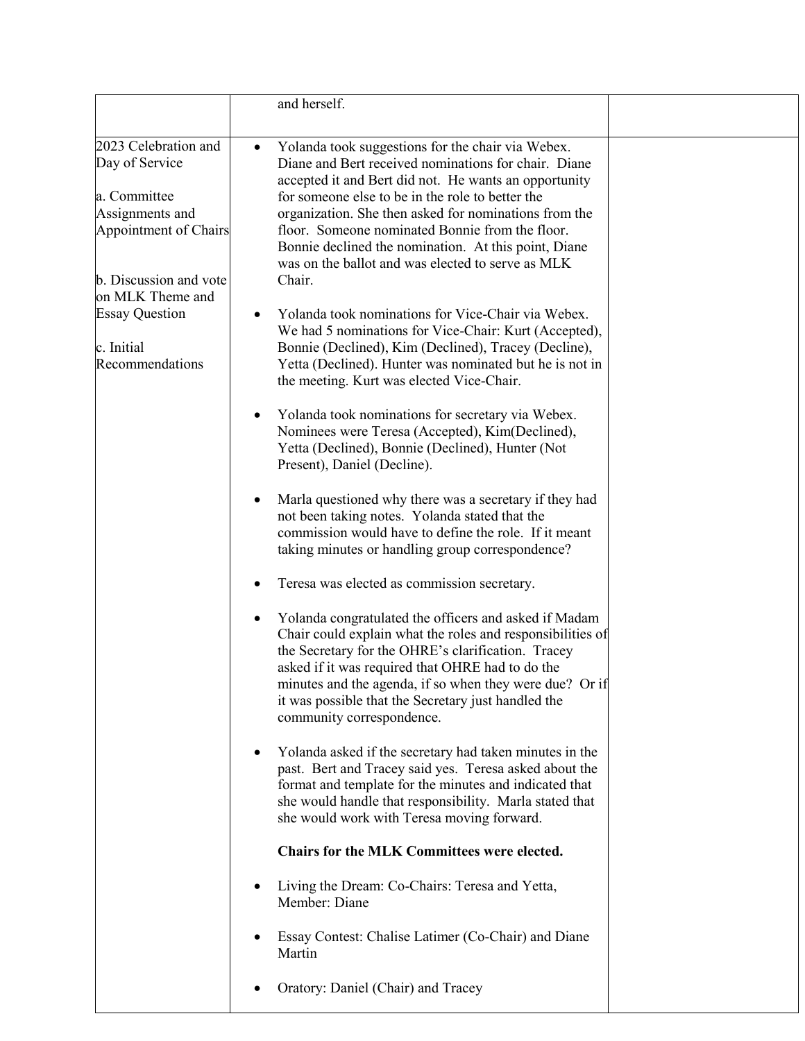| | | |
|---|---|---|
| | and herself. | |
| 2023 Celebration and Day of Service<br><br>a. Committee Assignments and Appointment of Chairs<br><br>b. Discussion and vote on MLK Theme and Essay Question<br><br>c. Initial Recommendations | • Yolanda took suggestions for the chair via Webex. Diane and Bert received nominations for chair. Diane accepted it and Bert did not. He wants an opportunity for someone else to be in the role to better the organization. She then asked for nominations from the floor. Someone nominated Bonnie from the floor. Bonnie declined the nomination. At this point, Diane was on the ballot and was elected to serve as MLK Chair.<br><br>• Yolanda took nominations for Vice-Chair via Webex. We had 5 nominations for Vice-Chair: Kurt (Accepted), Bonnie (Declined), Kim (Declined), Tracey (Decline), Yetta (Declined). Hunter was nominated but he is not in the meeting. Kurt was elected Vice-Chair.<br><br>• Yolanda took nominations for secretary via Webex. Nominees were Teresa (Accepted), Kim(Declined), Yetta (Declined), Bonnie (Declined), Hunter (Not Present), Daniel (Decline).<br><br>• Marla questioned why there was a secretary if they had not been taking notes. Yolanda stated that the commission would have to define the role. If it meant taking minutes or handling group correspondence?<br><br>• Teresa was elected as commission secretary.<br><br>• Yolanda congratulated the officers and asked if Madam Chair could explain what the roles and responsibilities of the Secretary for the OHRE's clarification. Tracey asked if it was required that OHRE had to do the minutes and the agenda, if so when they were due? Or if it was possible that the Secretary just handled the community correspondence.<br><br>• Yolanda asked if the secretary had taken minutes in the past. Bert and Tracey said yes. Teresa asked about the format and template for the minutes and indicated that she would handle that responsibility. Marla stated that she would work with Teresa moving forward.<br><br>**Chairs for the MLK Committees were elected.**<br><br>• Living the Dream: Co-Chairs: Teresa and Yetta, Member: Diane<br><br>• Essay Contest: Chalise Latimer (Co-Chair) and Diane Martin<br><br>• Oratory: Daniel (Chair) and Tracey | |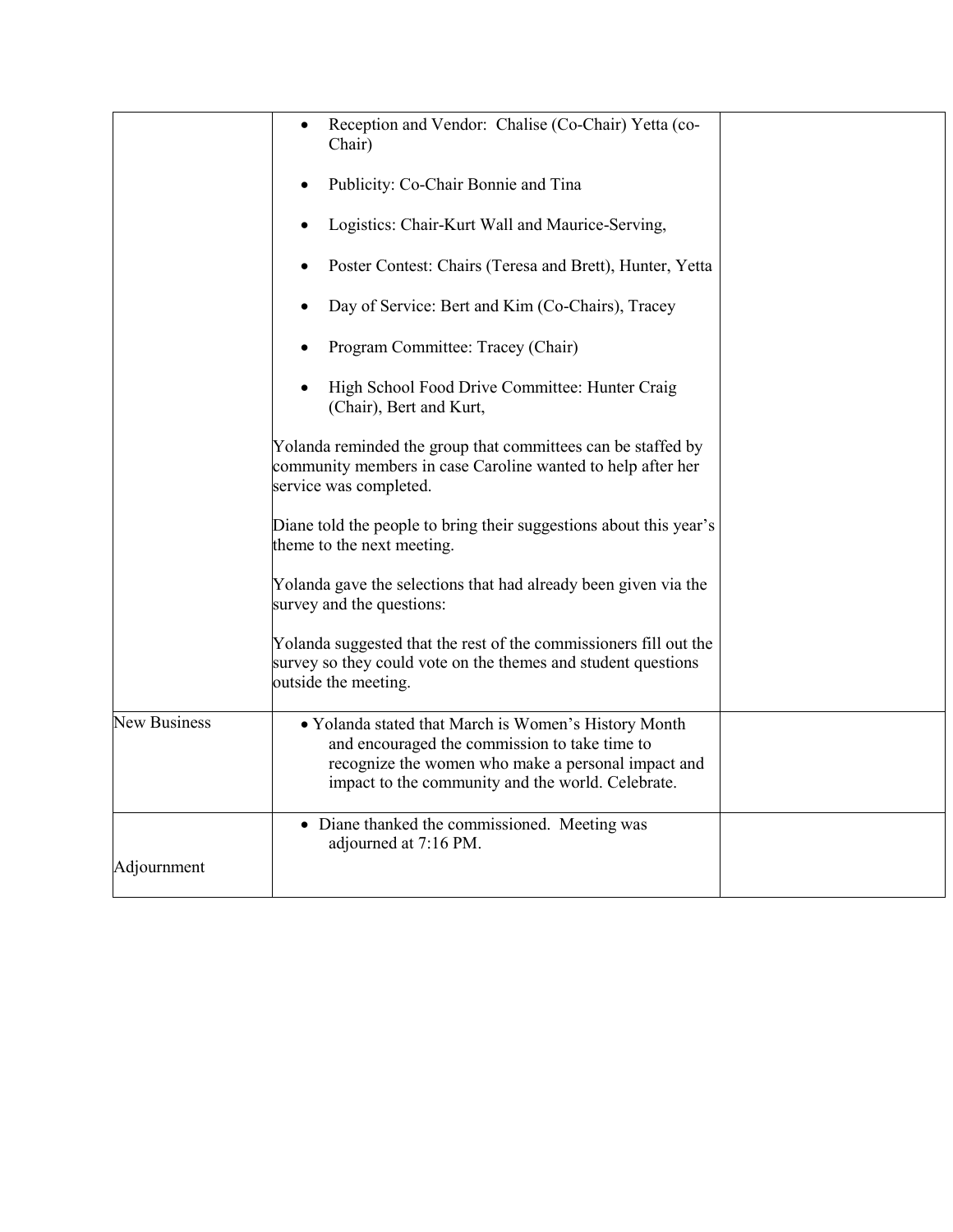| | | |
|---|---|---|
| | • Reception and Vendor: Chalise (Co-Chair) Yetta (co-Chair)<br><br>• Publicity: Co-Chair Bonnie and Tina<br><br>• Logistics: Chair-Kurt Wall and Maurice-Serving,<br><br>• Poster Contest: Chairs (Teresa and Brett), Hunter, Yetta<br><br>• Day of Service: Bert and Kim (Co-Chairs), Tracey<br><br>• Program Committee: Tracey (Chair)<br><br>• High School Food Drive Committee: Hunter Craig (Chair), Bert and Kurt,<br><br>Yolanda reminded the group that committees can be staffed by community members in case Caroline wanted to help after her service was completed.<br><br>Diane told the people to bring their suggestions about this year's theme to the next meeting.<br><br>Yolanda gave the selections that had already been given via the survey and the questions:<br><br>Yolanda suggested that the rest of the commissioners fill out the survey so they could vote on the themes and student questions outside the meeting. | |
| New Business | • Yolanda stated that March is Women's History Month and encouraged the commission to take time to recognize the women who make a personal impact and impact to the community and the world. Celebrate. | |
| Adjournment | • Diane thanked the commissioned. Meeting was adjourned at 7:16 PM. | |